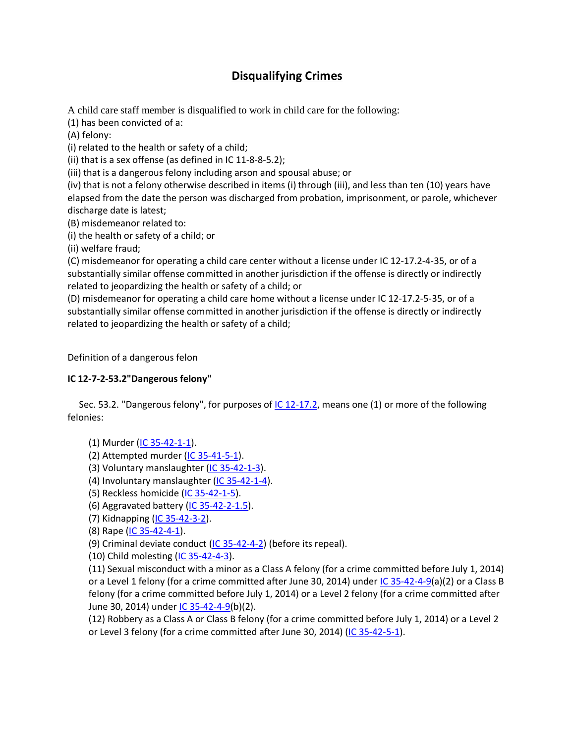# Disqualifying Crimes

A child care staff member is disqualified to work in child care for the following:

(1) has been convicted of a:

(A) felony:

(i) related to the health or safety of a child;

(ii) that is a sex offense (as defined in IC 11-8-8-5.2);

(iii) that is a dangerous felony including arson and spousal abuse; or

(iv) that is not a felony otherwise described in items (i) through (iii), and less than ten (10) years have elapsed from the date the person was discharged from probation, imprisonment, or parole, whichever discharge date is latest;

(B) misdemeanor related to:

(i) the health or safety of a child; or

(ii) welfare fraud;

(C) misdemeanor for operating a child care center without a license under IC 12-17.2-4-35, or of a substantially similar offense committed in another jurisdiction if the offense is directly or indirectly related to jeopardizing the health or safety of a child; or

(D) misdemeanor for operating a child care home without a license under IC 12-17.2-5-35, or of a substantially similar offense committed in another jurisdiction if the offense is directly or indirectly related to jeopardizing the health or safety of a child;

Definition of a dangerous felon

**IC 12-7-2-53.2"Dangerous felony"**

Sec. 53.2. "Dangerous felony", for purposes of IC 12-17.2, means one (1) or more of the following felonies:

(1) Murder (IC 35-42-1-1).
(2) Attempted murder (IC 35-41-5-1).
(3) Voluntary manslaughter (IC 35-42-1-3).
(4) Involuntary manslaughter (IC 35-42-1-4).
(5) Reckless homicide (IC 35-42-1-5).
(6) Aggravated battery (IC 35-42-2-1.5).
(7) Kidnapping (IC 35-42-3-2).
(8) Rape (IC 35-42-4-1).
(9) Criminal deviate conduct (IC 35-42-4-2) (before its repeal).
(10) Child molesting (IC 35-42-4-3).
(11) Sexual misconduct with a minor as a Class A felony (for a crime committed before July 1, 2014) or a Level 1 felony (for a crime committed after June 30, 2014) under IC 35-42-4-9(a)(2) or a Class B felony (for a crime committed before July 1, 2014) or a Level 2 felony (for a crime committed after June 30, 2014) under IC 35-42-4-9(b)(2).
(12) Robbery as a Class A or Class B felony (for a crime committed before July 1, 2014) or a Level 2 or Level 3 felony (for a crime committed after June 30, 2014) (IC 35-42-5-1).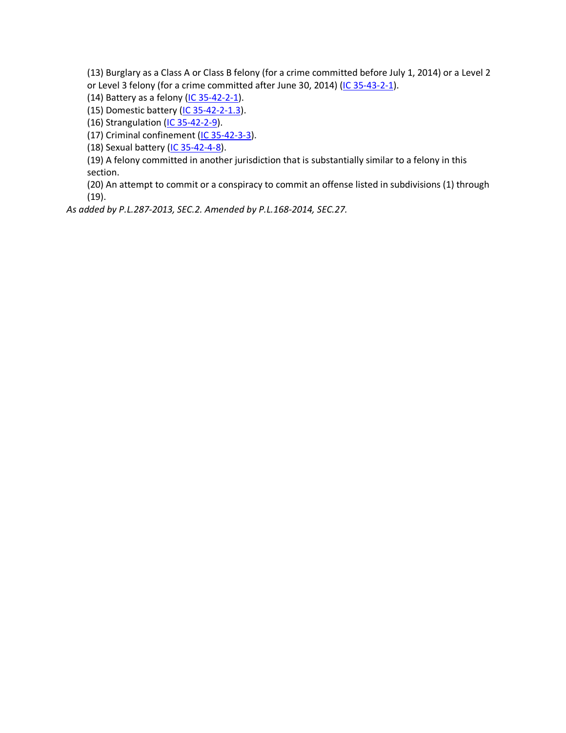(13) Burglary as a Class A or Class B felony (for a crime committed before July 1, 2014) or a Level 2 or Level 3 felony (for a crime committed after June 30, 2014) (IC 35-43-2-1).

(14) Battery as a felony (IC 35-42-2-1).

(15) Domestic battery (IC 35-42-2-1.3).

(16) Strangulation (IC 35-42-2-9).

(17) Criminal confinement (IC 35-42-3-3).

(18) Sexual battery (IC 35-42-4-8).

(19) A felony committed in another jurisdiction that is substantially similar to a felony in this section.

(20) An attempt to commit or a conspiracy to commit an offense listed in subdivisions (1) through (19).

*As added by P.L.287-2013, SEC.2. Amended by P.L.168-2014, SEC.27.*